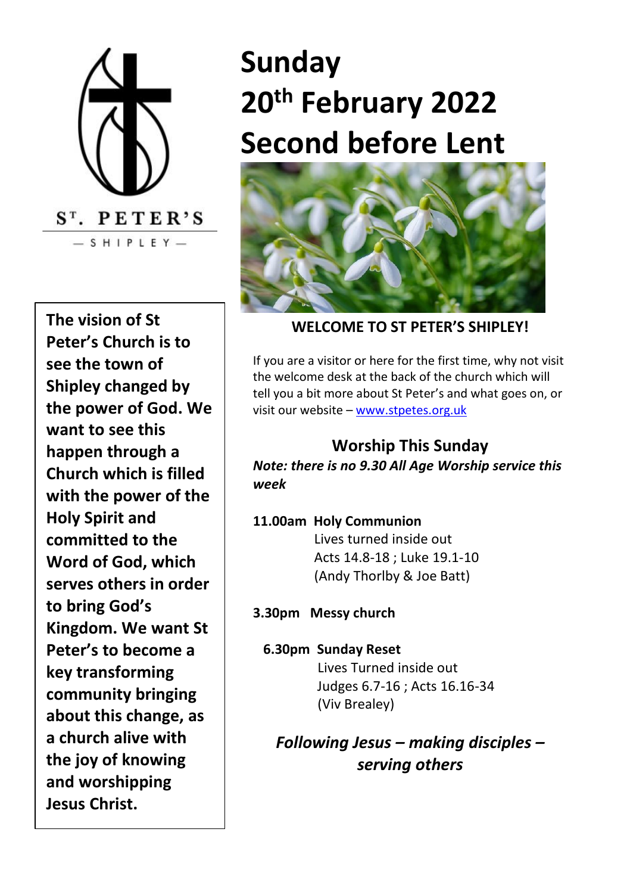ST. PETER'S

— SHIPLEY —

# Sunday 20th February 2022 Second before Lent

**The vision of St Peter's Church is to see the town of Shipley changed by the power of God. We want to see this happen through a Church which is filled with the power of the Holy Spirit and committed to the Word of God, which serves others in order to bring God's Kingdom. We want St Peter's to become a key transforming community bringing about this change, as a church alive with the joy of knowing and worshipping Jesus Christ.**

**WELCOME TO ST PETER'S SHIPLEY!**

If you are a visitor or here for the first time, why not visit the welcome desk at the back of the church which will tell you a bit more about St Peter's and what goes on, or visit our website – www.stpetes.org.uk

## Worship This Sunday

***Note: there is no 9.30 All Age Worship service this week***

**11.00am Holy Communion**
Lives turned inside out
Acts 14.8-18 ; Luke 19.1-10
(Andy Thorlby & Joe Batt)

**3.30pm Messy church**

**6.30pm Sunday Reset**
Lives Turned inside out
Judges 6.7-16 ; Acts 16.16-34
(Viv Brealey)

***Following Jesus – making disciples – serving others***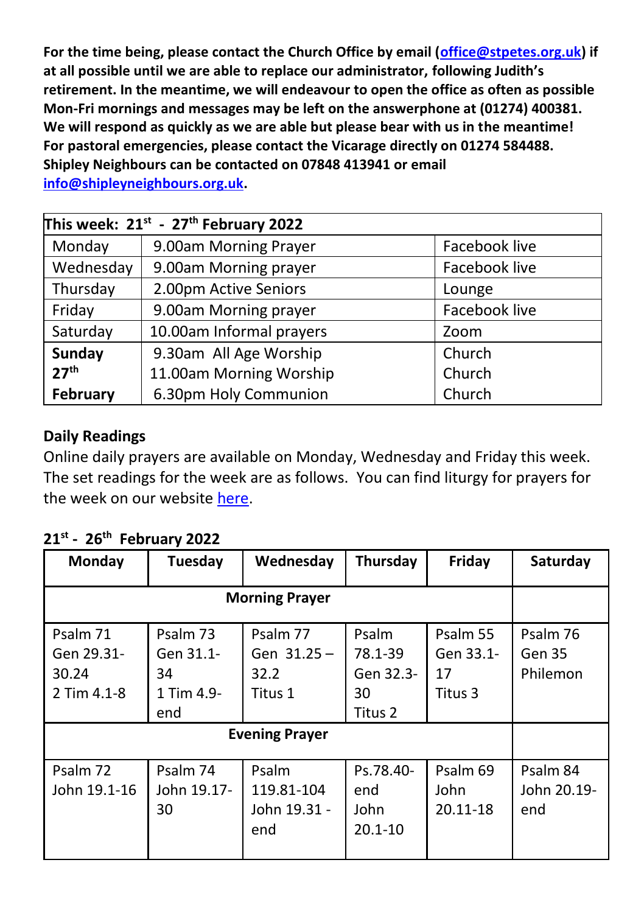**For the time being, please contact the Church Office by email (office@stpetes.org.uk) if at all possible until we are able to replace our administrator, following Judith's retirement. In the meantime, we will endeavour to open the office as often as possible Mon-Fri mornings and messages may be left on the answerphone at (01274) 400381. We will respond as quickly as we are able but please bear with us in the meantime! For pastoral emergencies, please contact the Vicarage directly on 01274 584488. Shipley Neighbours can be contacted on 07848 413941 or email info@shipleyneighbours.org.uk.**

| This week: 21st - 27th February 2022 | | |
|---|---|---|
| Monday | 9.00am Morning Prayer | Facebook live |
| Wednesday | 9.00am Morning prayer | Facebook live |
| Thursday | 2.00pm Active Seniors | Lounge |
| Friday | 9.00am Morning prayer | Facebook live |
| Saturday | 10.00am Informal prayers | Zoom |
| **Sunday 27th February** | 9.30am All Age Worship<br>11.00am Morning Worship<br>6.30pm Holy Communion | Church<br>Church<br>Church |

## Daily Readings

Online daily prayers are available on Monday, Wednesday and Friday this week. The set readings for the week are as follows. You can find liturgy for prayers for the week on our website here.

**21st - 26th February 2022**

| Monday | Tuesday | Wednesday | Thursday | Friday | Saturday |
|---|---|---|---|---|---|
| **Morning Prayer** | | | | | |
| Psalm 71<br>Gen 29.31-30.24<br>2 Tim 4.1-8 | Psalm 73<br>Gen 31.1-34<br>1 Tim 4.9-end | Psalm 77<br>Gen 31.25 – 32.2<br>Titus 1 | Psalm 78.1-39<br>Gen 32.3-30<br>Titus 2 | Psalm 55<br>Gen 33.1-17<br>Titus 3 | Psalm 76<br>Gen 35<br>Philemon |
| **Evening Prayer** | | | | | |
| Psalm 72<br>John 19.1-16 | Psalm 74<br>John 19.17-30 | Psalm 119.81-104<br>John 19.31 - end | Ps.78.40-end<br>John 20.1-10 | Psalm 69<br>John 20.11-18 | Psalm 84<br>John 20.19-end |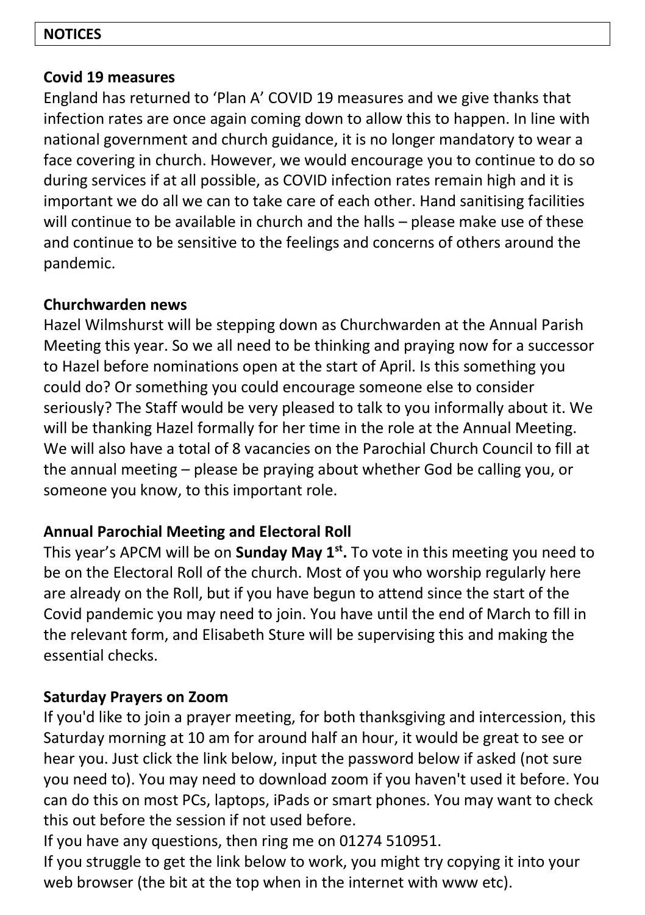## NOTICES

**Covid 19 measures**

England has returned to 'Plan A' COVID 19 measures and we give thanks that infection rates are once again coming down to allow this to happen. In line with national government and church guidance, it is no longer mandatory to wear a face covering in church. However, we would encourage you to continue to do so during services if at all possible, as COVID infection rates remain high and it is important we do all we can to take care of each other. Hand sanitising facilities will continue to be available in church and the halls – please make use of these and continue to be sensitive to the feelings and concerns of others around the pandemic.

**Churchwarden news**

Hazel Wilmshurst will be stepping down as Churchwarden at the Annual Parish Meeting this year. So we all need to be thinking and praying now for a successor to Hazel before nominations open at the start of April. Is this something you could do? Or something you could encourage someone else to consider seriously? The Staff would be very pleased to talk to you informally about it. We will be thanking Hazel formally for her time in the role at the Annual Meeting. We will also have a total of 8 vacancies on the Parochial Church Council to fill at the annual meeting – please be praying about whether God be calling you, or someone you know, to this important role.

**Annual Parochial Meeting and Electoral Roll**

This year's APCM will be on **Sunday May 1st.** To vote in this meeting you need to be on the Electoral Roll of the church. Most of you who worship regularly here are already on the Roll, but if you have begun to attend since the start of the Covid pandemic you may need to join. You have until the end of March to fill in the relevant form, and Elisabeth Sture will be supervising this and making the essential checks.

**Saturday Prayers on Zoom**

If you'd like to join a prayer meeting, for both thanksgiving and intercession, this Saturday morning at 10 am for around half an hour, it would be great to see or hear you. Just click the link below, input the password below if asked (not sure you need to). You may need to download zoom if you haven't used it before. You can do this on most PCs, laptops, iPads or smart phones. You may want to check this out before the session if not used before.

If you have any questions, then ring me on 01274 510951.

If you struggle to get the link below to work, you might try copying it into your web browser (the bit at the top when in the internet with www etc).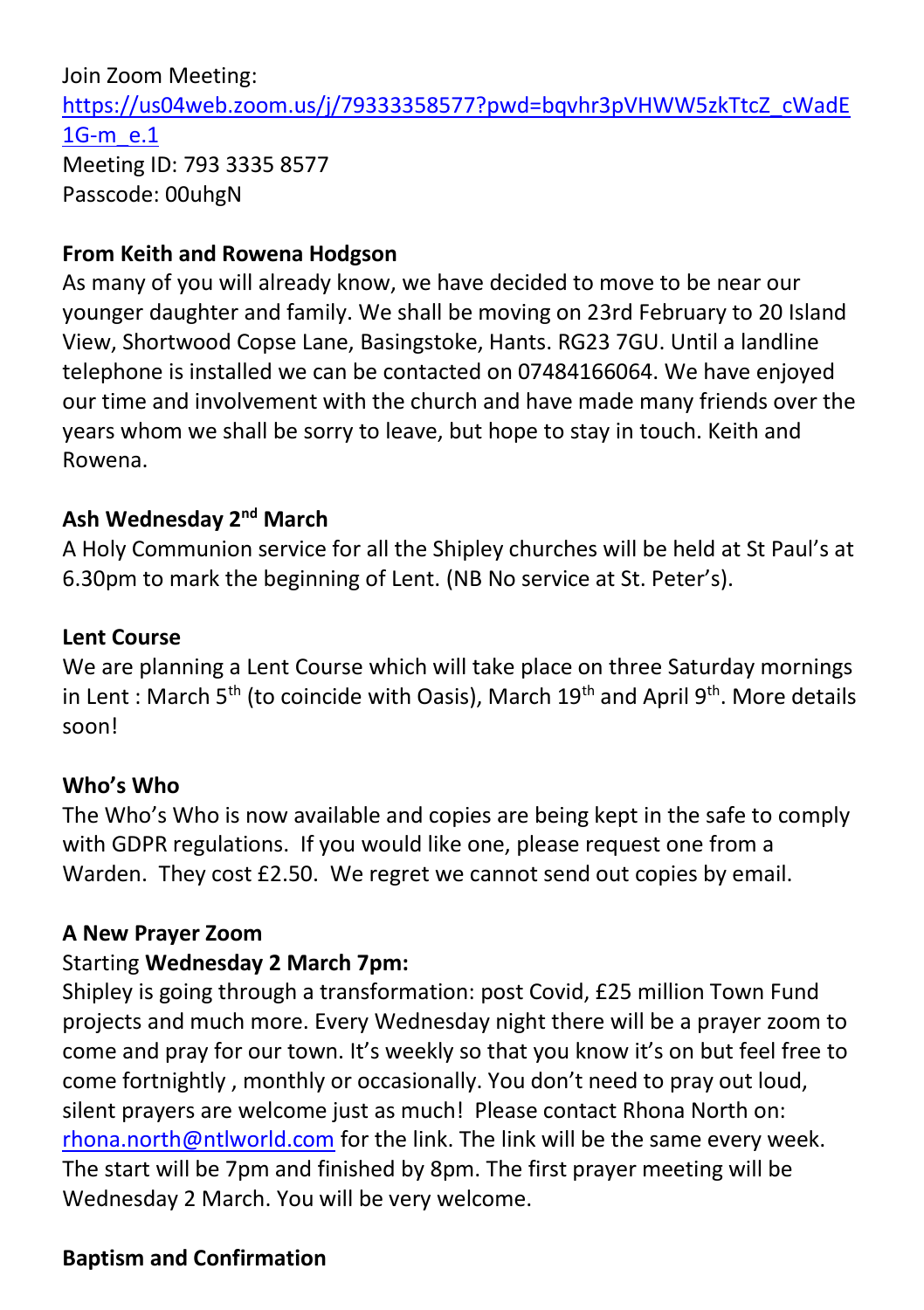Join Zoom Meeting:
https://us04web.zoom.us/j/79333358577?pwd=bqvhr3pVHWW5zkTtcZ_cWadE1G-m_e.1
Meeting ID: 793 3335 8577
Passcode: 00uhgN

**From Keith and Rowena Hodgson**

As many of you will already know, we have decided to move to be near our younger daughter and family. We shall be moving on 23rd February to 20 Island View, Shortwood Copse Lane, Basingstoke, Hants. RG23 7GU. Until a landline telephone is installed we can be contacted on 07484166064. We have enjoyed our time and involvement with the church and have made many friends over the years whom we shall be sorry to leave, but hope to stay in touch. Keith and Rowena.

**Ash Wednesday 2nd March**

A Holy Communion service for all the Shipley churches will be held at St Paul's at 6.30pm to mark the beginning of Lent. (NB No service at St. Peter's).

**Lent Course**

We are planning a Lent Course which will take place on three Saturday mornings in Lent : March 5th (to coincide with Oasis), March 19th and April 9th. More details soon!

**Who's Who**

The Who's Who is now available and copies are being kept in the safe to comply with GDPR regulations. If you would like one, please request one from a Warden. They cost £2.50. We regret we cannot send out copies by email.

**A New Prayer Zoom**

Starting **Wednesday 2 March 7pm:**

Shipley is going through a transformation: post Covid, £25 million Town Fund projects and much more. Every Wednesday night there will be a prayer zoom to come and pray for our town. It's weekly so that you know it's on but feel free to come fortnightly , monthly or occasionally. You don't need to pray out loud, silent prayers are welcome just as much! Please contact Rhona North on: rhona.north@ntlworld.com for the link. The link will be the same every week. The start will be 7pm and finished by 8pm. The first prayer meeting will be Wednesday 2 March. You will be very welcome.

**Baptism and Confirmation**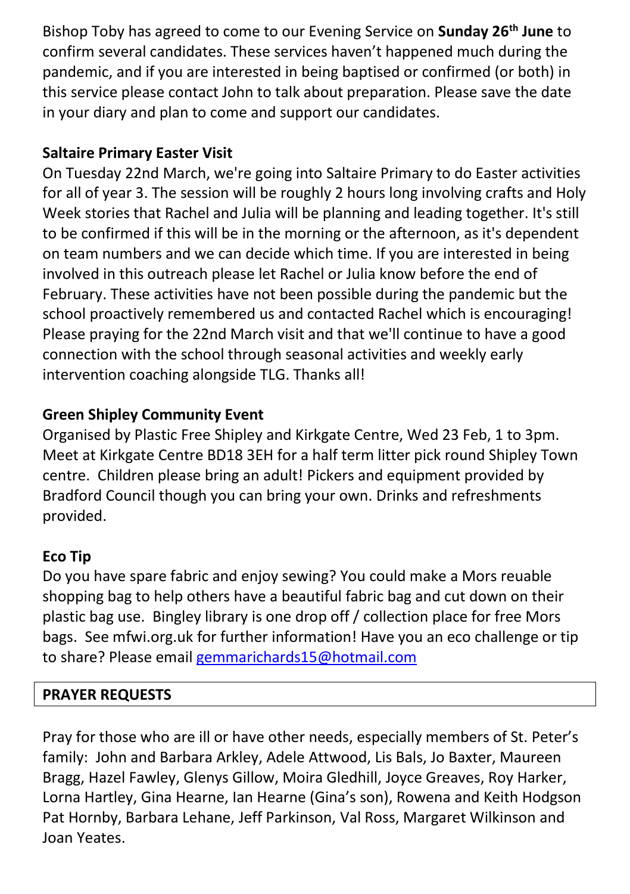Bishop Toby has agreed to come to our Evening Service on **Sunday 26th June** to confirm several candidates. These services haven't happened much during the pandemic, and if you are interested in being baptised or confirmed (or both) in this service please contact John to talk about preparation. Please save the date in your diary and plan to come and support our candidates.

**Saltaire Primary Easter Visit**

On Tuesday 22nd March, we're going into Saltaire Primary to do Easter activities for all of year 3. The session will be roughly 2 hours long involving crafts and Holy Week stories that Rachel and Julia will be planning and leading together. It's still to be confirmed if this will be in the morning or the afternoon, as it's dependent on team numbers and we can decide which time. If you are interested in being involved in this outreach please let Rachel or Julia know before the end of February. These activities have not been possible during the pandemic but the school proactively remembered us and contacted Rachel which is encouraging! Please praying for the 22nd March visit and that we'll continue to have a good connection with the school through seasonal activities and weekly early intervention coaching alongside TLG. Thanks all!

**Green Shipley Community Event**

Organised by Plastic Free Shipley and Kirkgate Centre, Wed 23 Feb, 1 to 3pm. Meet at Kirkgate Centre BD18 3EH for a half term litter pick round Shipley Town centre. Children please bring an adult! Pickers and equipment provided by Bradford Council though you can bring your own. Drinks and refreshments provided.

**Eco Tip**

Do you have spare fabric and enjoy sewing? You could make a Mors reuable shopping bag to help others have a beautiful fabric bag and cut down on their plastic bag use. Bingley library is one drop off / collection place for free Mors bags. See mfwi.org.uk for further information! Have you an eco challenge or tip to share? Please email gemmarichards15@hotmail.com

**PRAYER REQUESTS**

Pray for those who are ill or have other needs, especially members of St. Peter's family: John and Barbara Arkley, Adele Attwood, Lis Bals, Jo Baxter, Maureen Bragg, Hazel Fawley, Glenys Gillow, Moira Gledhill, Joyce Greaves, Roy Harker, Lorna Hartley, Gina Hearne, Ian Hearne (Gina's son), Rowena and Keith Hodgson Pat Hornby, Barbara Lehane, Jeff Parkinson, Val Ross, Margaret Wilkinson and Joan Yeates.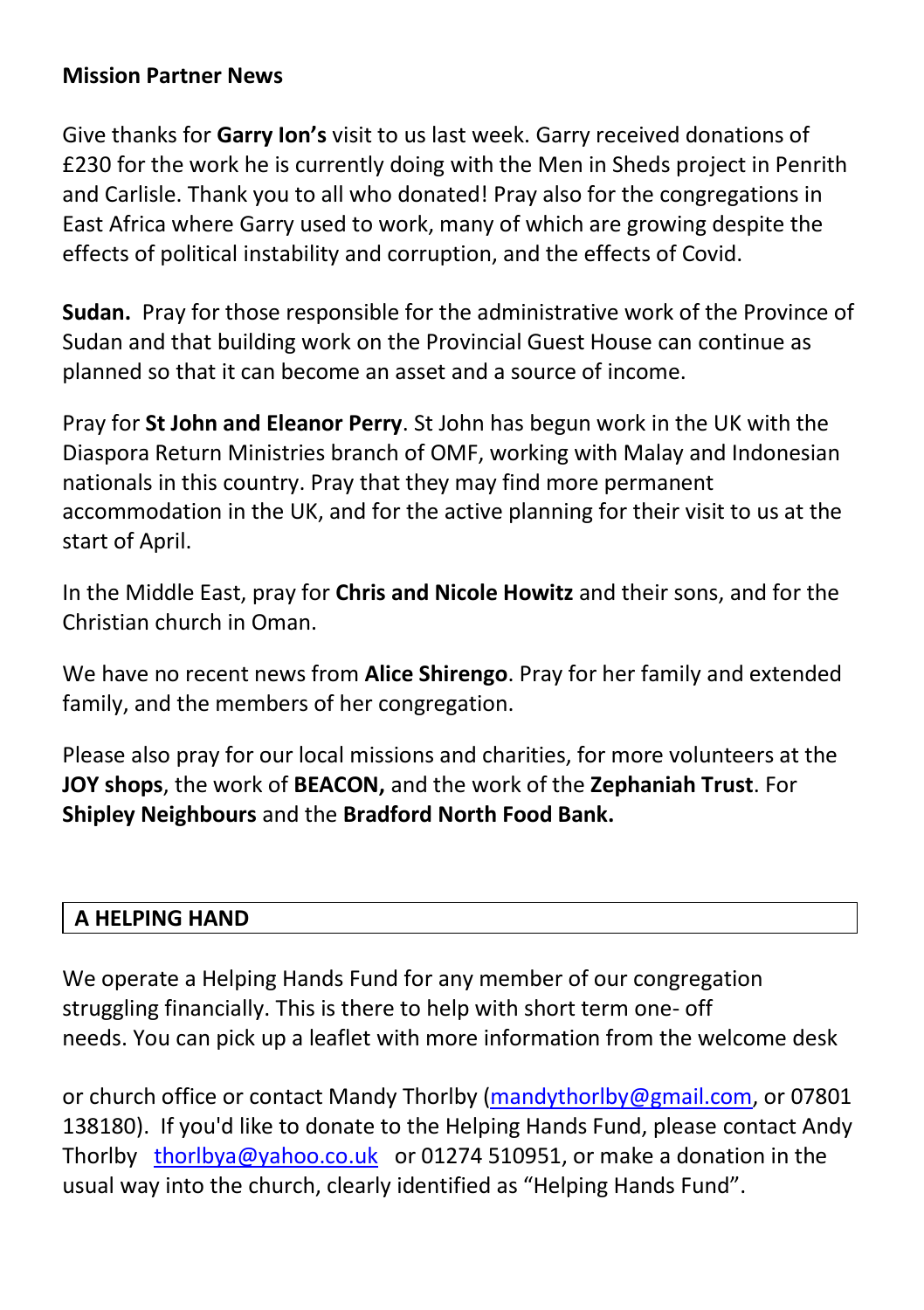**Mission Partner News**

Give thanks for **Garry Ion's** visit to us last week. Garry received donations of £230 for the work he is currently doing with the Men in Sheds project in Penrith and Carlisle. Thank you to all who donated! Pray also for the congregations in East Africa where Garry used to work, many of which are growing despite the effects of political instability and corruption, and the effects of Covid.

**Sudan.** Pray for those responsible for the administrative work of the Province of Sudan and that building work on the Provincial Guest House can continue as planned so that it can become an asset and a source of income.

Pray for **St John and Eleanor Perry**. St John has begun work in the UK with the Diaspora Return Ministries branch of OMF, working with Malay and Indonesian nationals in this country. Pray that they may find more permanent accommodation in the UK, and for the active planning for their visit to us at the start of April.

In the Middle East, pray for **Chris and Nicole Howitz** and their sons, and for the Christian church in Oman.

We have no recent news from **Alice Shirengo**. Pray for her family and extended family, and the members of her congregation.

Please also pray for our local missions and charities, for more volunteers at the **JOY shops**, the work of **BEACON,** and the work of the **Zephaniah Trust**. For **Shipley Neighbours** and the **Bradford North Food Bank.**

## A HELPING HAND

We operate a Helping Hands Fund for any member of our congregation struggling financially. This is there to help with short term one- off needs. You can pick up a leaflet with more information from the welcome desk

or church office or contact Mandy Thorlby (mandythorlby@gmail.com, or 07801 138180). If you'd like to donate to the Helping Hands Fund, please contact Andy Thorlby thorlbya@yahoo.co.uk or 01274 510951, or make a donation in the usual way into the church, clearly identified as "Helping Hands Fund".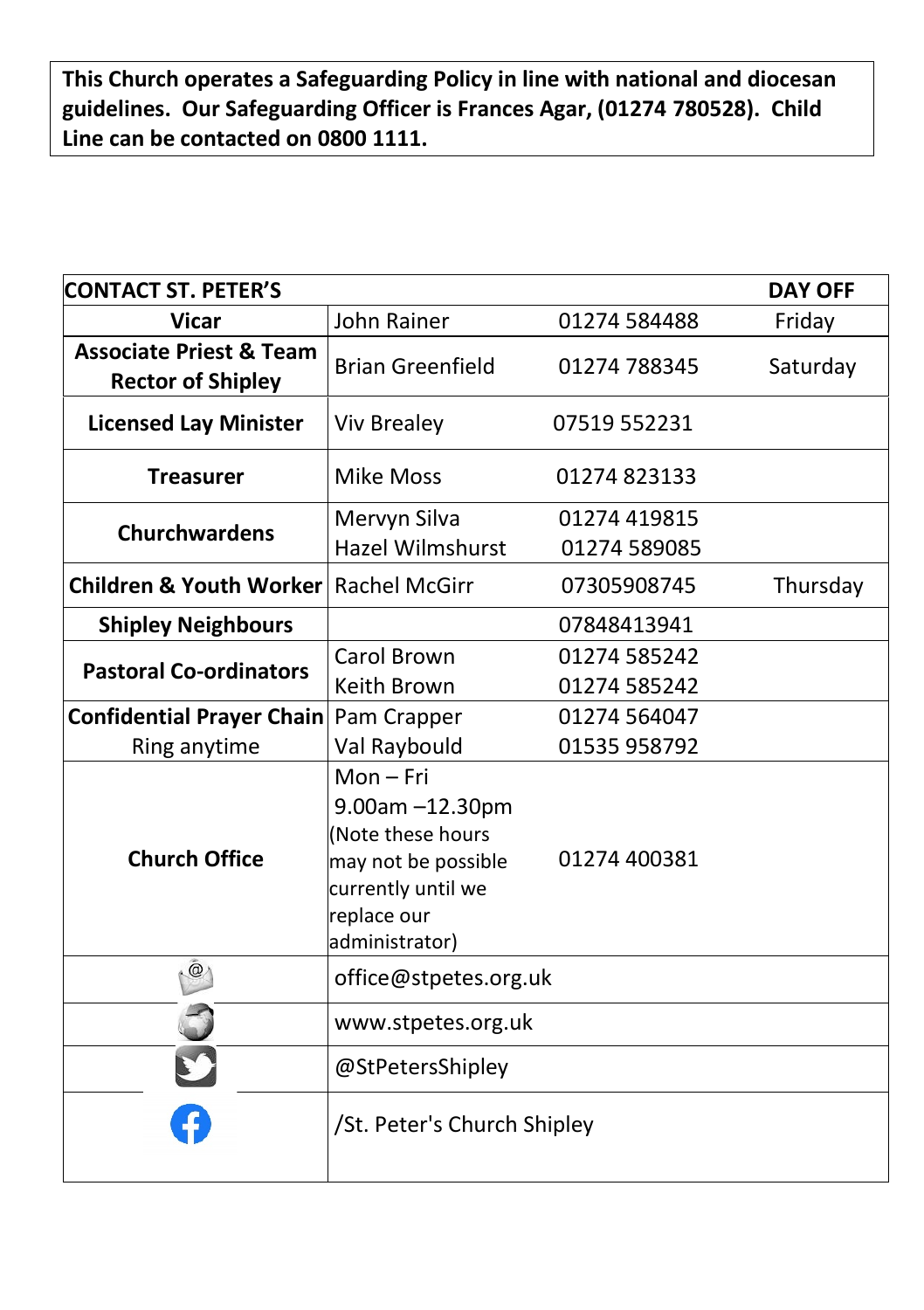**This Church operates a Safeguarding Policy in line with national and diocesan guidelines. Our Safeguarding Officer is Frances Agar, (01274 780528). Child Line can be contacted on 0800 1111.**

| **CONTACT ST. PETER'S** | | | **DAY OFF** |
|---|---|---|---|
| **Vicar** | John Rainer | 01274 584488 | Friday |
| **Associate Priest & Team Rector of Shipley** | Brian Greenfield | 01274 788345 | Saturday |
| **Licensed Lay Minister** | Viv Brealey | 07519 552231 | |
| **Treasurer** | Mike Moss | 01274 823133 | |
| **Churchwardens** | Mervyn Silva<br>Hazel Wilmshurst | 01274 419815<br>01274 589085 | |
| **Children & Youth Worker** | Rachel McGirr | 07305908745 | Thursday |
| **Shipley Neighbours** | | 07848413941 | |
| **Pastoral Co-ordinators** | Carol Brown<br>Keith Brown | 01274 585242<br>01274 585242 | |
| **Confidential Prayer Chain**<br>Ring anytime | Pam Crapper<br>Val Raybould | 01274 564047<br>01535 958792 | |
| **Church Office** | Mon – Fri<br>9.00am –12.30pm<br>(Note these hours may not be possible currently until we replace our administrator) | 01274 400381 | |
| | office@stpetes.org.uk | | |
| | www.stpetes.org.uk | | |
| | @StPetersShipley | | |
| | /St. Peter's Church Shipley | | |